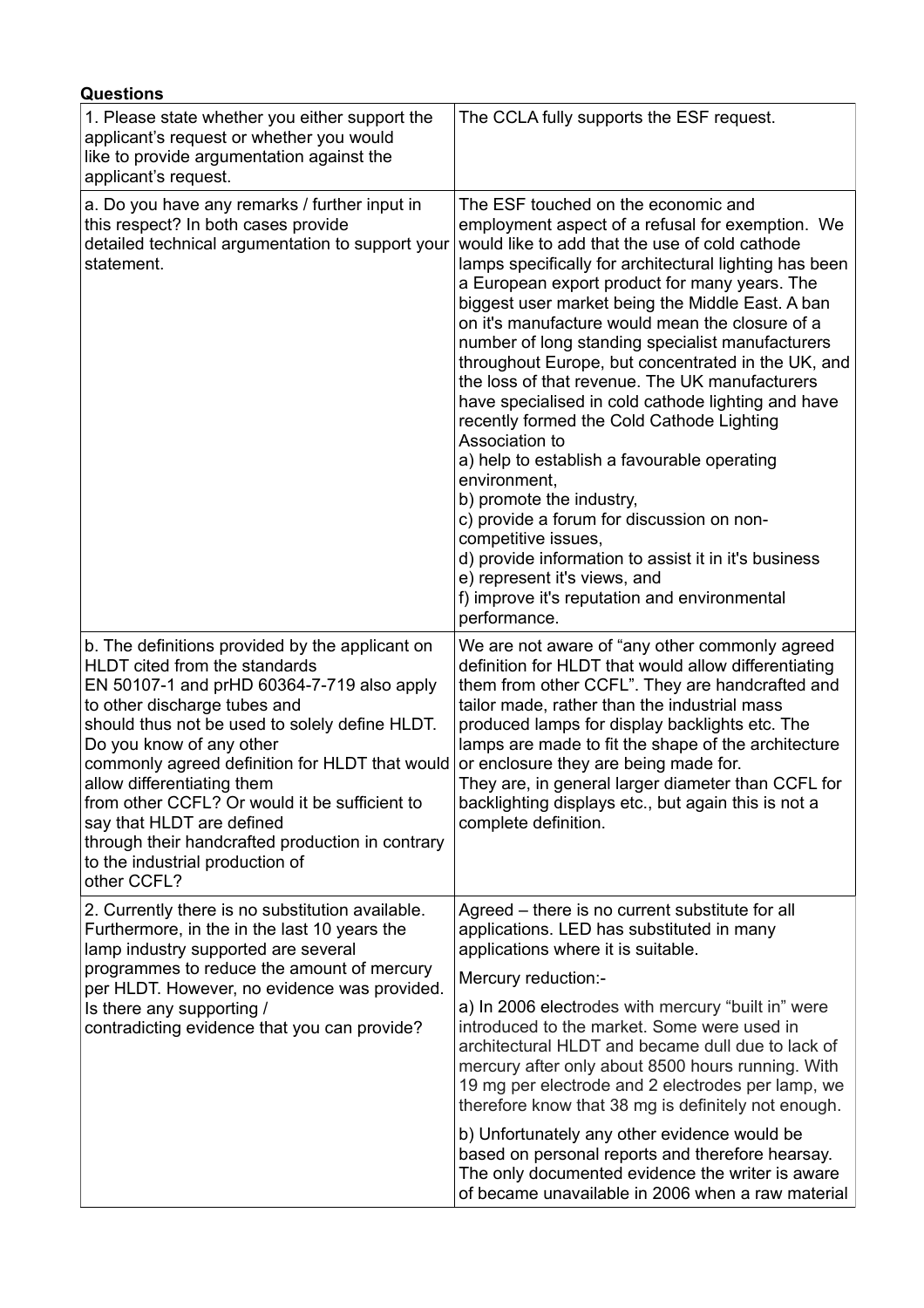**Questions**

| | |
|---|---|
| 1. Please state whether you either support the applicant's request or whether you would like to provide argumentation against the applicant's request. | The CCLA fully supports the ESF request. |
| a. Do you have any remarks / further input in this respect? In both cases provide detailed technical argumentation to support your statement. | The ESF touched on the economic and employment aspect of a refusal for exemption. We would like to add that the use of cold cathode lamps specifically for architectural lighting has been a European export product for many years. The biggest user market being the Middle East. A ban on it's manufacture would mean the closure of a number of long standing specialist manufacturers throughout Europe, but concentrated in the UK, and the loss of that revenue. The UK manufacturers have specialised in cold cathode lighting and have recently formed the Cold Cathode Lighting Association to<br>a) help to establish a favourable operating environment,<br>b) promote the industry,<br>c) provide a forum for discussion on non-competitive issues,<br>d) provide information to assist it in it's business<br>e) represent it's views, and<br>f) improve it's reputation and environmental performance. |
| b. The definitions provided by the applicant on HLDT cited from the standards EN 50107-1 and prHD 60364-7-719 also apply to other discharge tubes and should thus not be used to solely define HLDT. Do you know of any other commonly agreed definition for HLDT that would allow differentiating them from other CCFL? Or would it be sufficient to say that HLDT are defined through their handcrafted production in contrary to the industrial production of other CCFL? | We are not aware of "any other commonly agreed definition for HLDT that would allow differentiating them from other CCFL". They are handcrafted and tailor made, rather than the industrial mass produced lamps for display backlights etc. The lamps are made to fit the shape of the architecture or enclosure they are being made for.<br>They are, in general larger diameter than CCFL for backlighting displays etc., but again this is not a complete definition. |
| 2. Currently there is no substitution available. Furthermore, in the in the last 10 years the lamp industry supported are several programmes to reduce the amount of mercury per HLDT. However, no evidence was provided. Is there any supporting / contradicting evidence that you can provide? | Agreed – there is no current substitute for all applications. LED has substituted in many applications where it is suitable.<br>Mercury reduction:-<br>a) In 2006 electrodes with mercury "built in" were introduced to the market. Some were used in architectural HLDT and became dull due to lack of mercury after only about 8500 hours running. With 19 mg per electrode and 2 electrodes per lamp, we therefore know that 38 mg is definitely not enough.<br>b) Unfortunately any other evidence would be based on personal reports and therefore hearsay. The only documented evidence the writer is aware of became unavailable in 2006 when a raw material |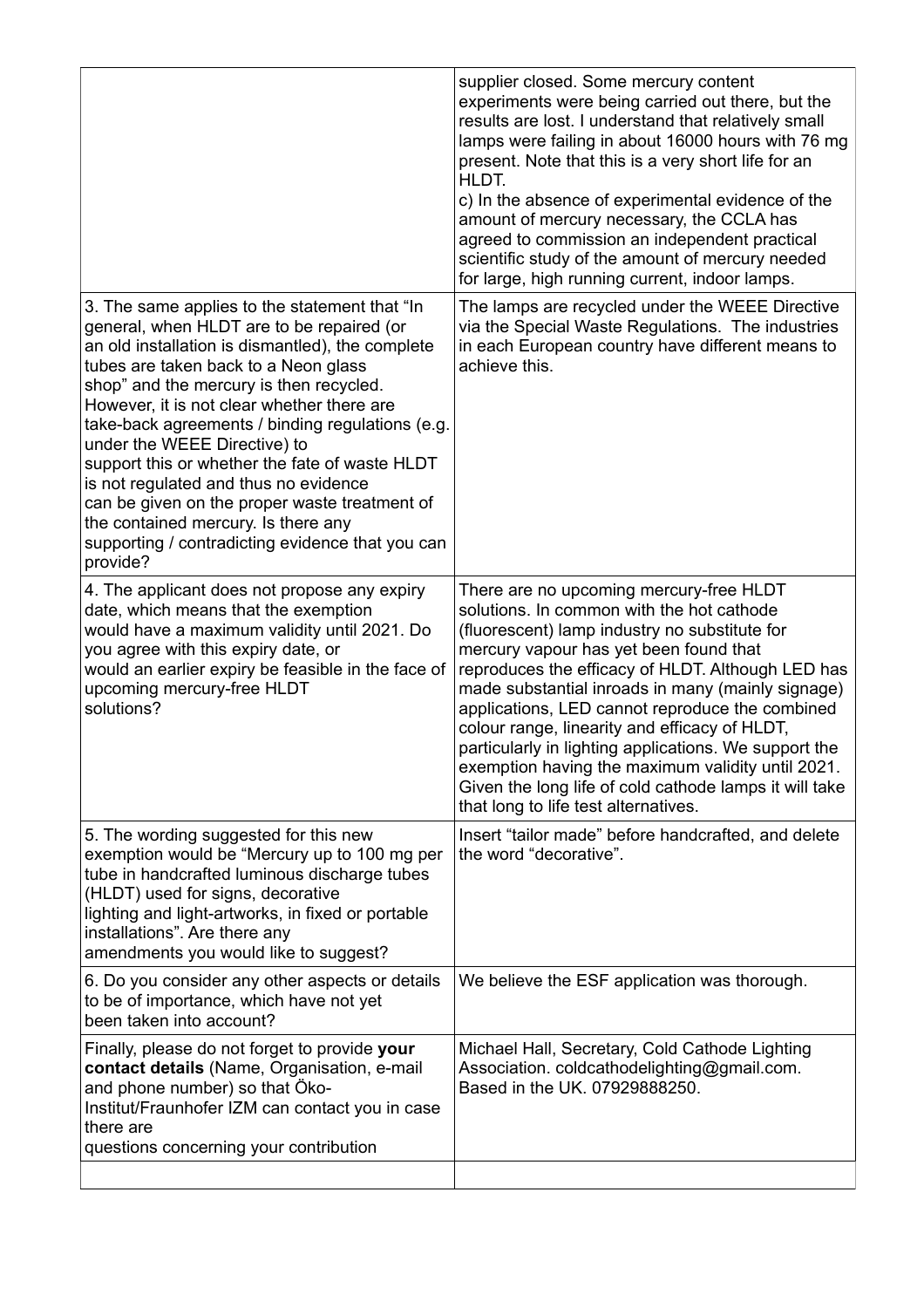| | |
|---|---|
| | supplier closed. Some mercury content experiments were being carried out there, but the results are lost. I understand that relatively small lamps were failing in about 16000 hours with 76 mg present. Note that this is a very short life for an HLDT.<br>c) In the absence of experimental evidence of the amount of mercury necessary, the CCLA has agreed to commission an independent practical scientific study of the amount of mercury needed for large, high running current, indoor lamps. |
| 3. The same applies to the statement that "In general, when HLDT are to be repaired (or an old installation is dismantled), the complete tubes are taken back to a Neon glass shop" and the mercury is then recycled. However, it is not clear whether there are take-back agreements / binding regulations (e.g. under the WEEE Directive) to support this or whether the fate of waste HLDT is not regulated and thus no evidence can be given on the proper waste treatment of the contained mercury. Is there any supporting / contradicting evidence that you can provide? | The lamps are recycled under the WEEE Directive via the Special Waste Regulations. The industries in each European country have different means to achieve this. |
| 4. The applicant does not propose any expiry date, which means that the exemption would have a maximum validity until 2021. Do you agree with this expiry date, or would an earlier expiry be feasible in the face of upcoming mercury-free HLDT solutions? | There are no upcoming mercury-free HLDT solutions. In common with the hot cathode (fluorescent) lamp industry no substitute for mercury vapour has yet been found that reproduces the efficacy of HLDT. Although LED has made substantial inroads in many (mainly signage) applications, LED cannot reproduce the combined colour range, linearity and efficacy of HLDT, particularly in lighting applications. We support the exemption having the maximum validity until 2021. Given the long life of cold cathode lamps it will take that long to life test alternatives. |
| 5. The wording suggested for this new exemption would be "Mercury up to 100 mg per tube in handcrafted luminous discharge tubes (HLDT) used for signs, decorative lighting and light-artworks, in fixed or portable installations". Are there any amendments you would like to suggest? | Insert "tailor made" before handcrafted, and delete the word "decorative". |
| 6. Do you consider any other aspects or details to be of importance, which have not yet been taken into account? | We believe the ESF application was thorough. |
| Finally, please do not forget to provide **your contact details** (Name, Organisation, e-mail and phone number) so that Öko-Institut/Fraunhofer IZM can contact you in case there are questions concerning your contribution | Michael Hall, Secretary, Cold Cathode Lighting Association. coldcathodelighting@gmail.com. Based in the UK. 07929888250. |
| | |